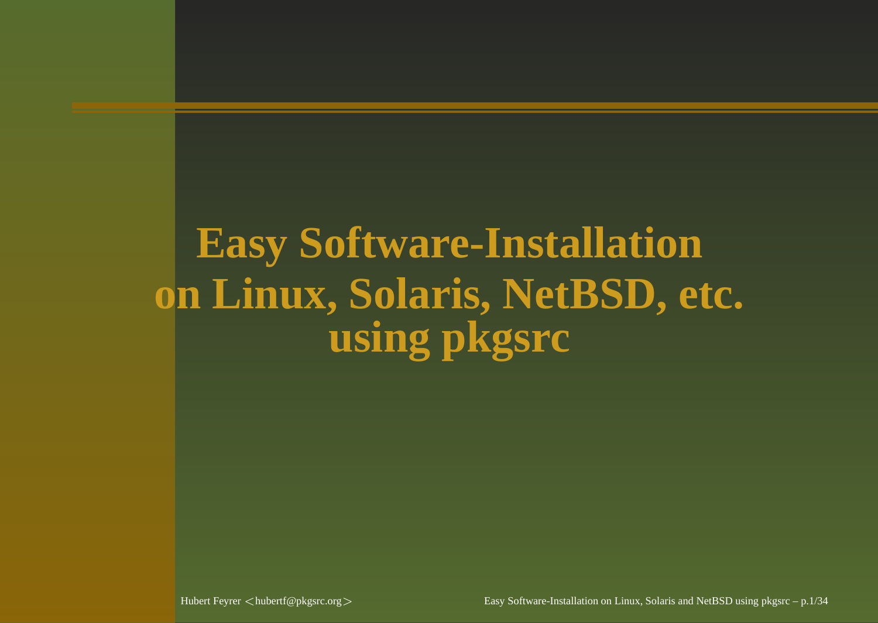# Easy Software-Installation on Linux, Solaris, NetBSD, etc. using pkgsrc

Hubert Feyrer <hubertf@pkgsrc.org>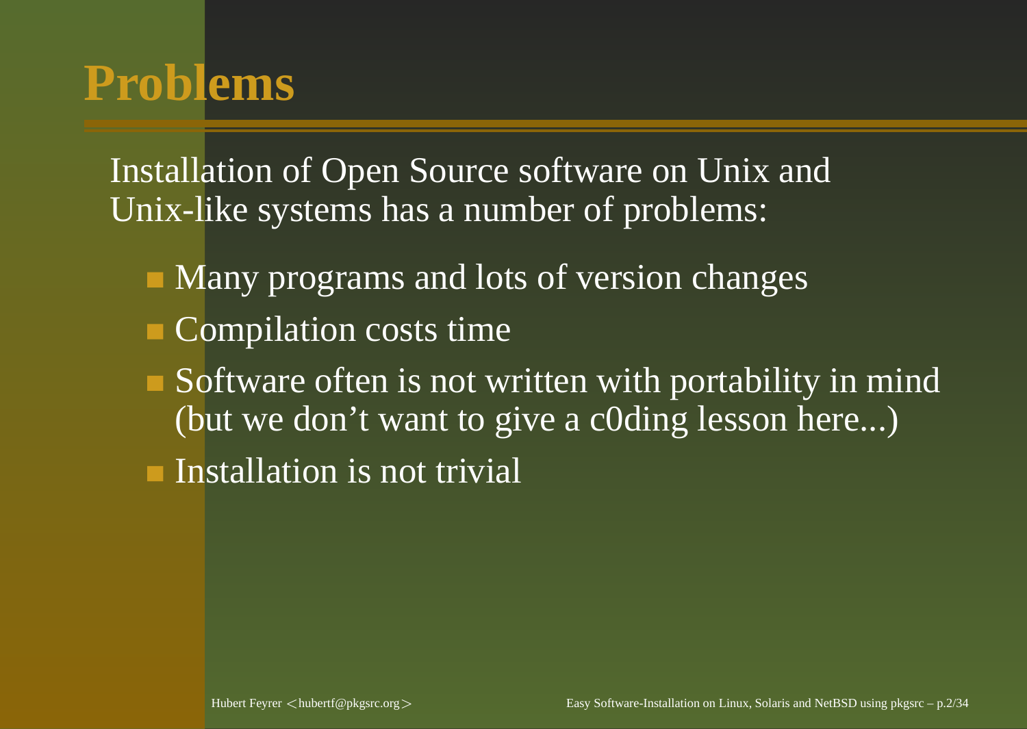# Problems

Installation of Open Source software on Unix and Unix-like systems has a number of problems:

- Many programs and lots of version changes
- Compilation costs time
- Software often is not written with portability in mind (but we don't want to give a c0ding lesson here...)
- Installation is not trivial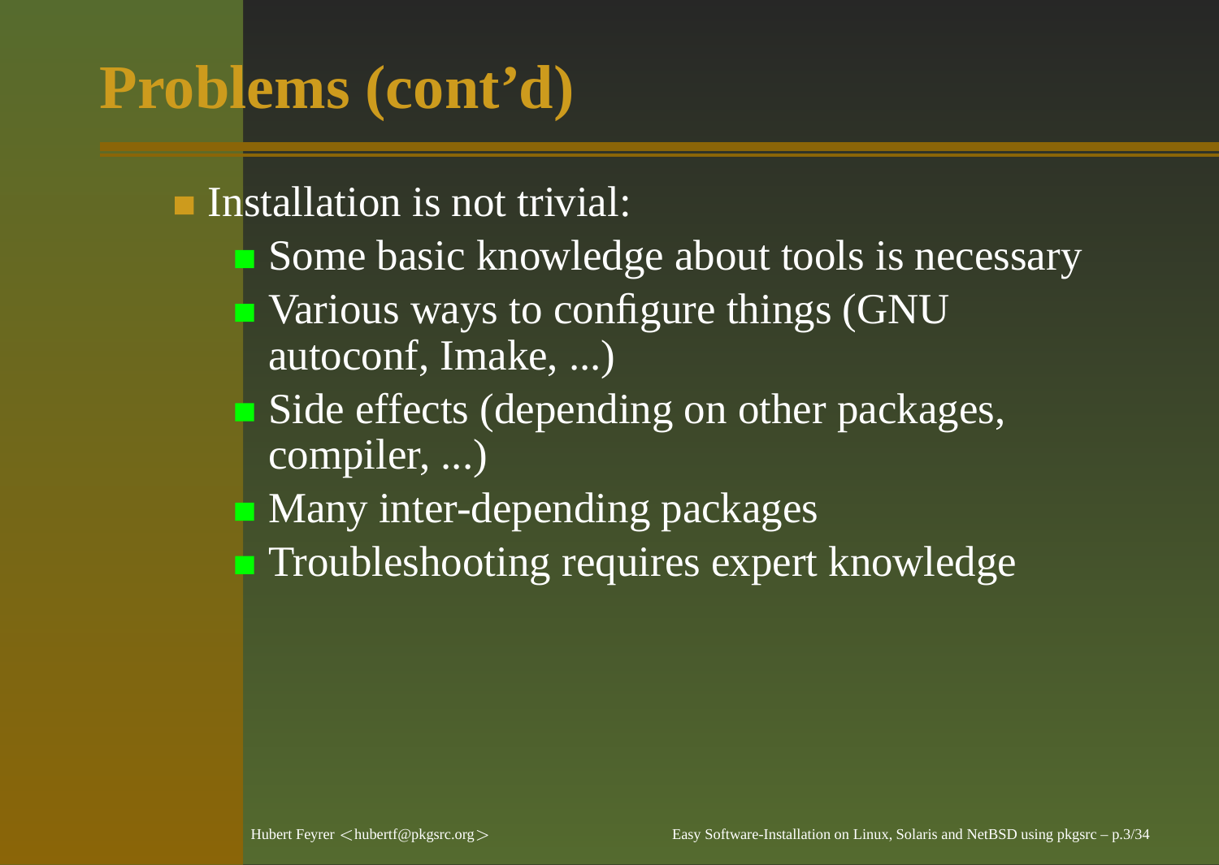# Problems (cont'd)

- Installation is not trivial:
  - Some basic knowledge about tools is necessary
  - Various ways to configure things (GNU autoconf, Imake, ...)
  - Side effects (depending on other packages, compiler, ...)
  - Many inter-depending packages
  - Troubleshooting requires expert knowledge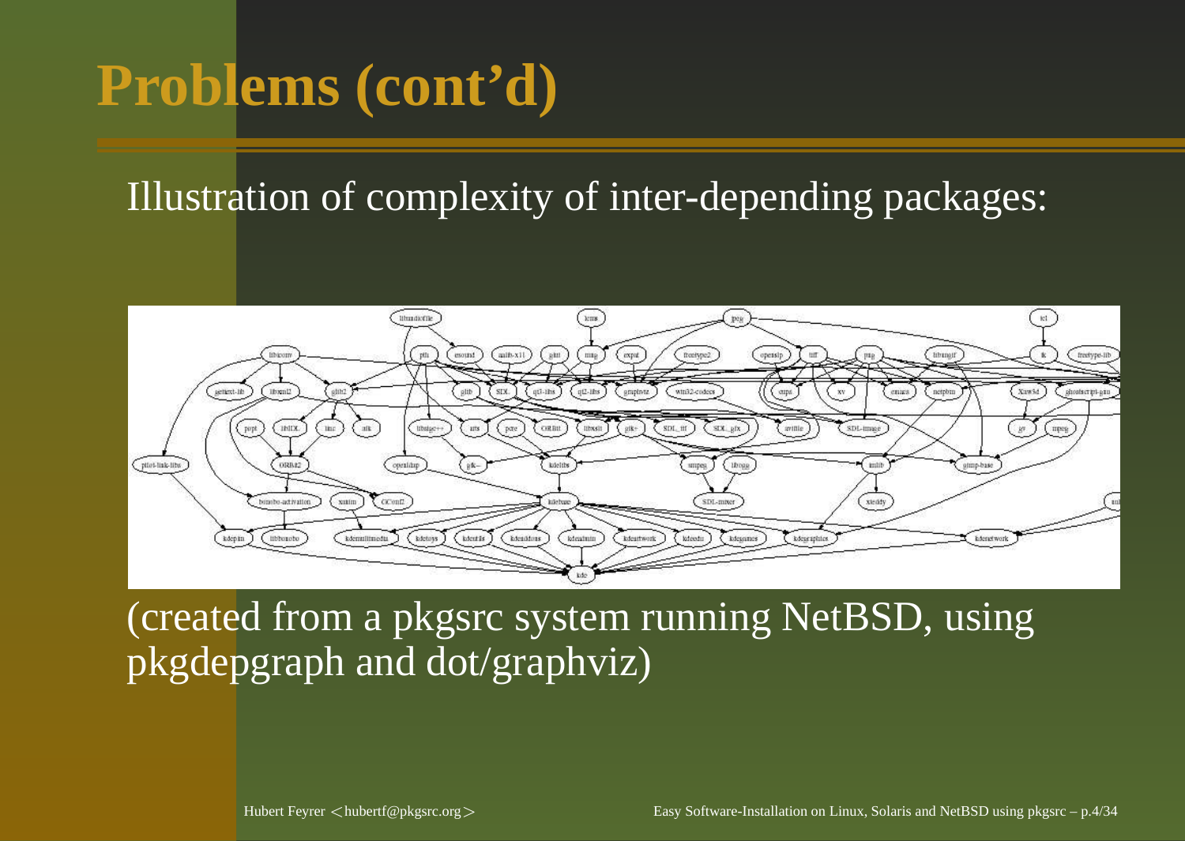# Problems (cont'd)

Illustration of complexity of inter-depending packages:

(created from a pkgsrc system running NetBSD, using pkgdepgraph and dot/graphviz)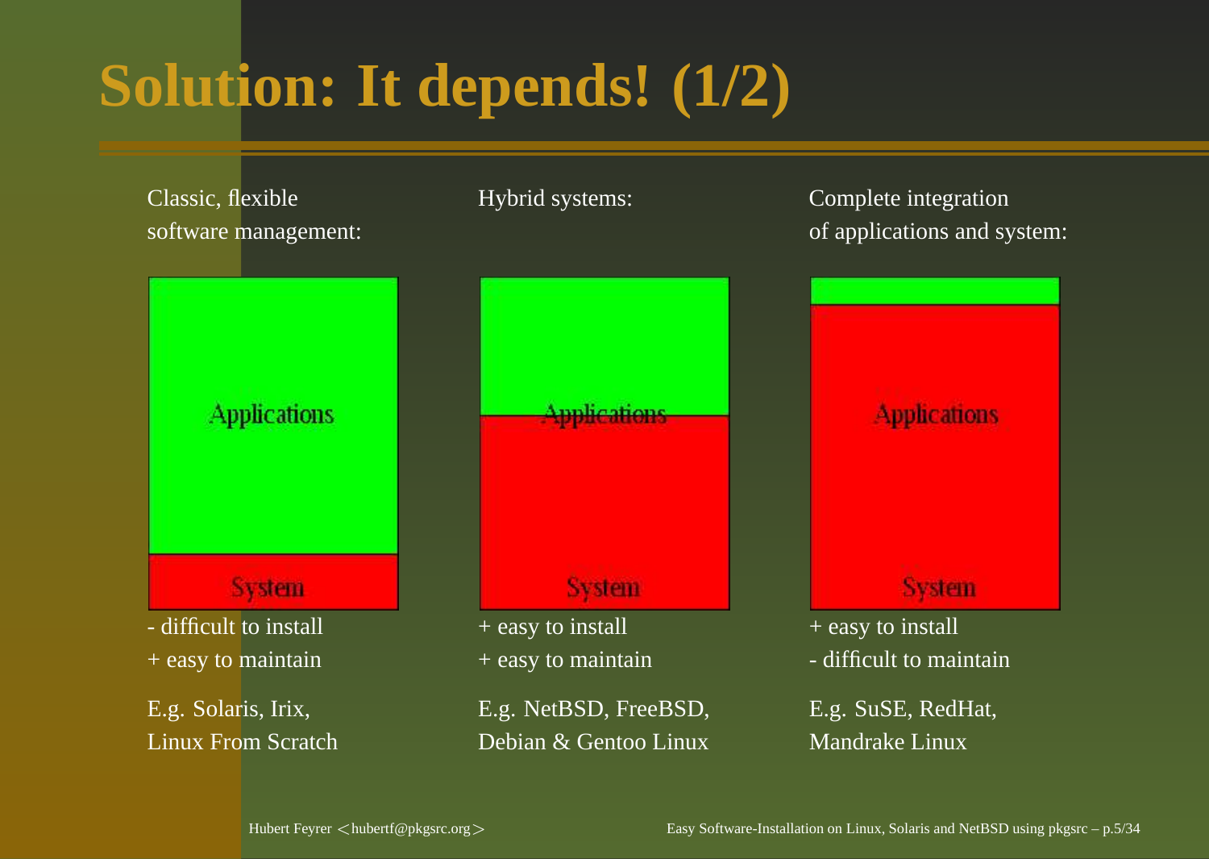# Solution: It depends! (1/2)

Classic, flexible software management:

Applications

System

- difficult to install
+ easy to maintain

E.g. Solaris, Irix, Linux From Scratch

Hybrid systems:

Applications

System

+ easy to install
+ easy to maintain

E.g. NetBSD, FreeBSD, Debian & Gentoo Linux

Complete integration of applications and system:

Applications

System

+ easy to install
- difficult to maintain

E.g. SuSE, RedHat, Mandrake Linux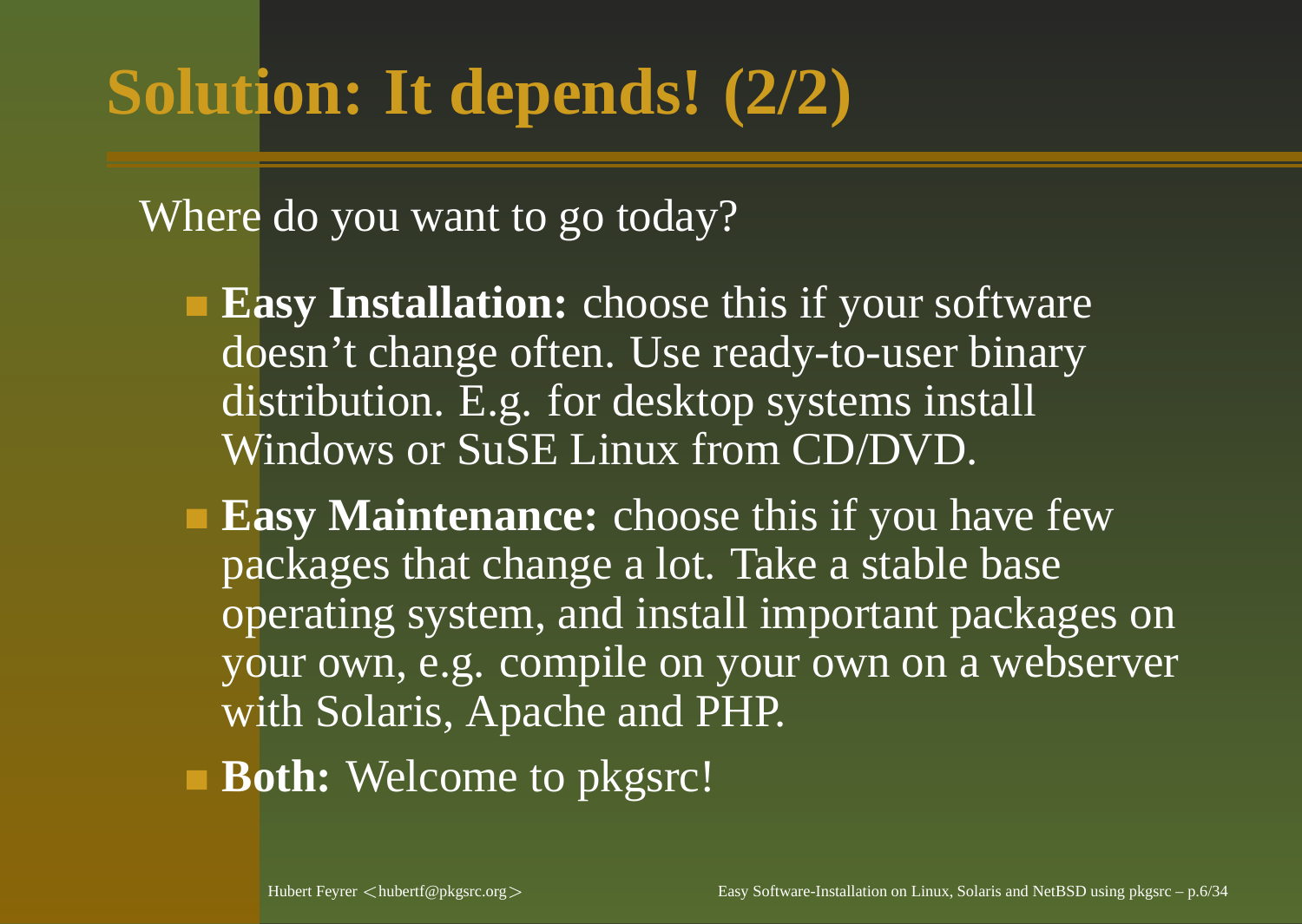# Solution: It depends! (2/2)

Where do you want to go today?

- **Easy Installation:** choose this if your software doesn't change often. Use ready-to-user binary distribution. E.g. for desktop systems install Windows or SuSE Linux from CD/DVD.
- **Easy Maintenance:** choose this if you have few packages that change a lot. Take a stable base operating system, and install important packages on your own, e.g. compile on your own on a webserver with Solaris, Apache and PHP.
- **Both:** Welcome to pkgsrc!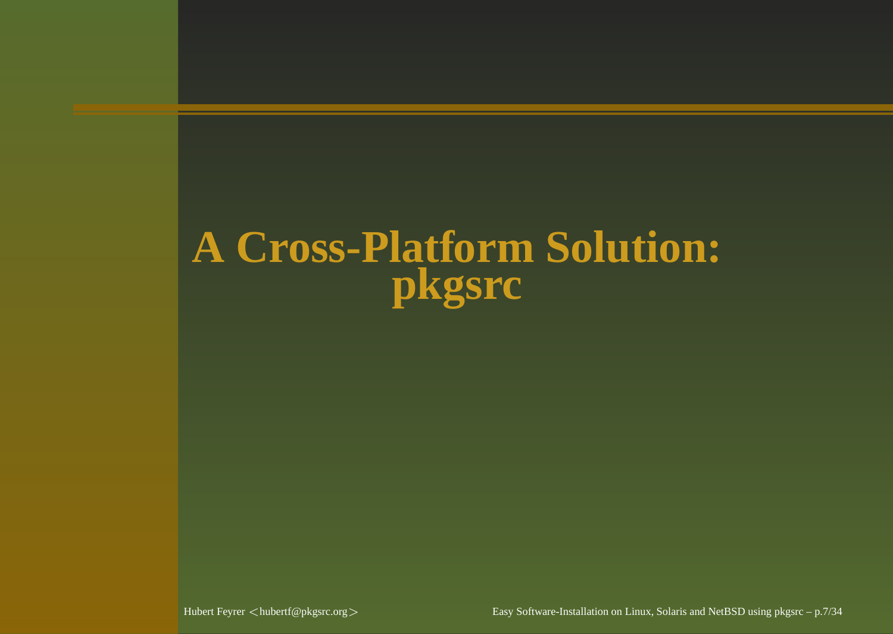# A Cross-Platform Solution: pkgsrc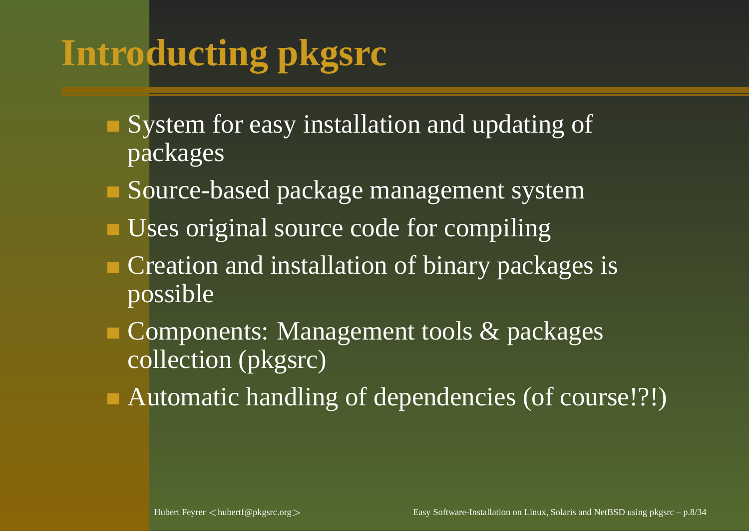# Introducting pkgsrc

- System for easy installation and updating of packages
- Source-based package management system
- Uses original source code for compiling
- Creation and installation of binary packages is possible
- Components: Management tools & packages collection (pkgsrc)
- Automatic handling of dependencies (of course!?!)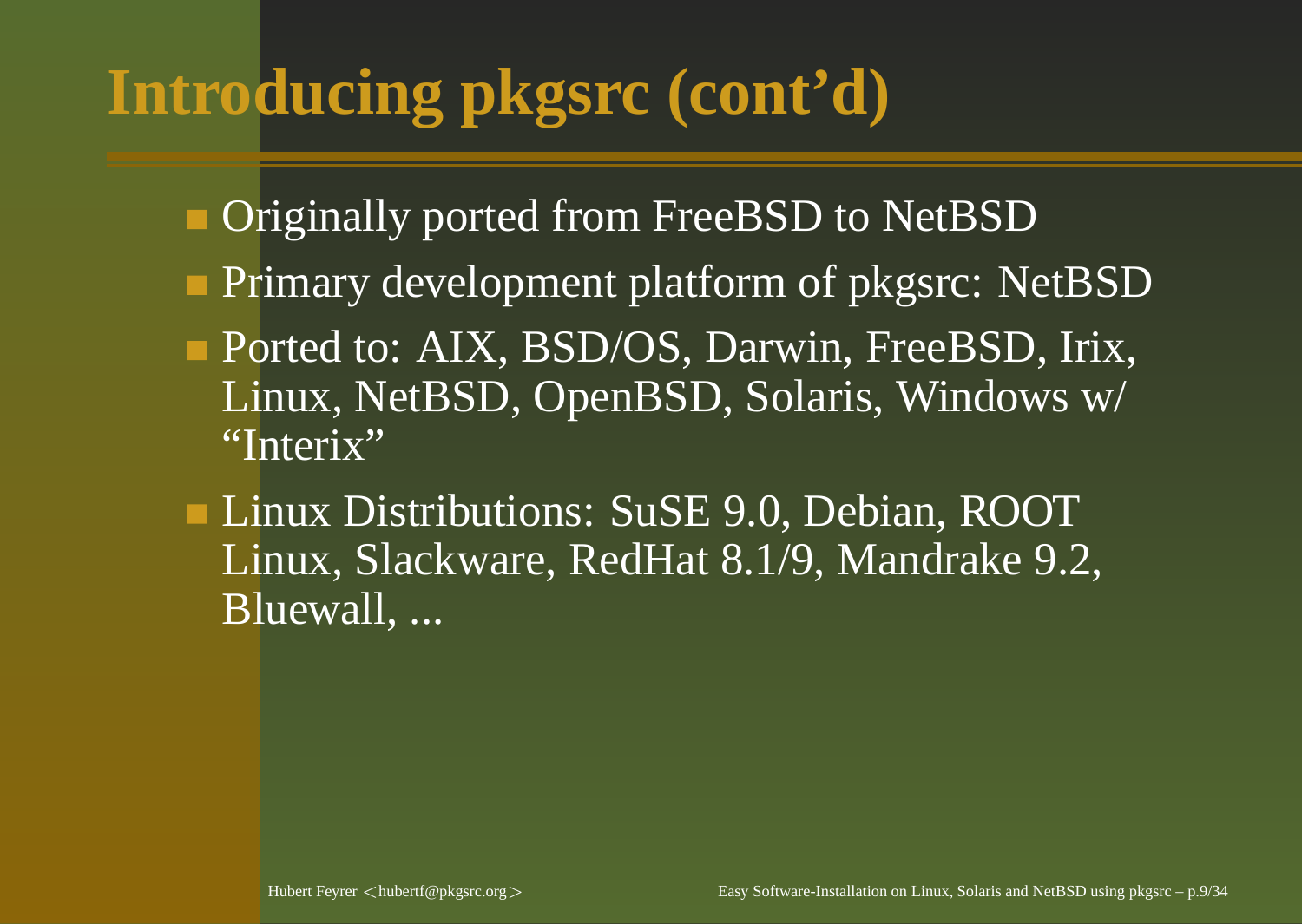# Introducing pkgsrc (cont'd)

- Originally ported from FreeBSD to NetBSD
- Primary development platform of pkgsrc: NetBSD
- Ported to: AIX, BSD/OS, Darwin, FreeBSD, Irix, Linux, NetBSD, OpenBSD, Solaris, Windows w/ "Interix"
- Linux Distributions: SuSE 9.0, Debian, ROOT Linux, Slackware, RedHat 8.1/9, Mandrake 9.2, Bluewall, ...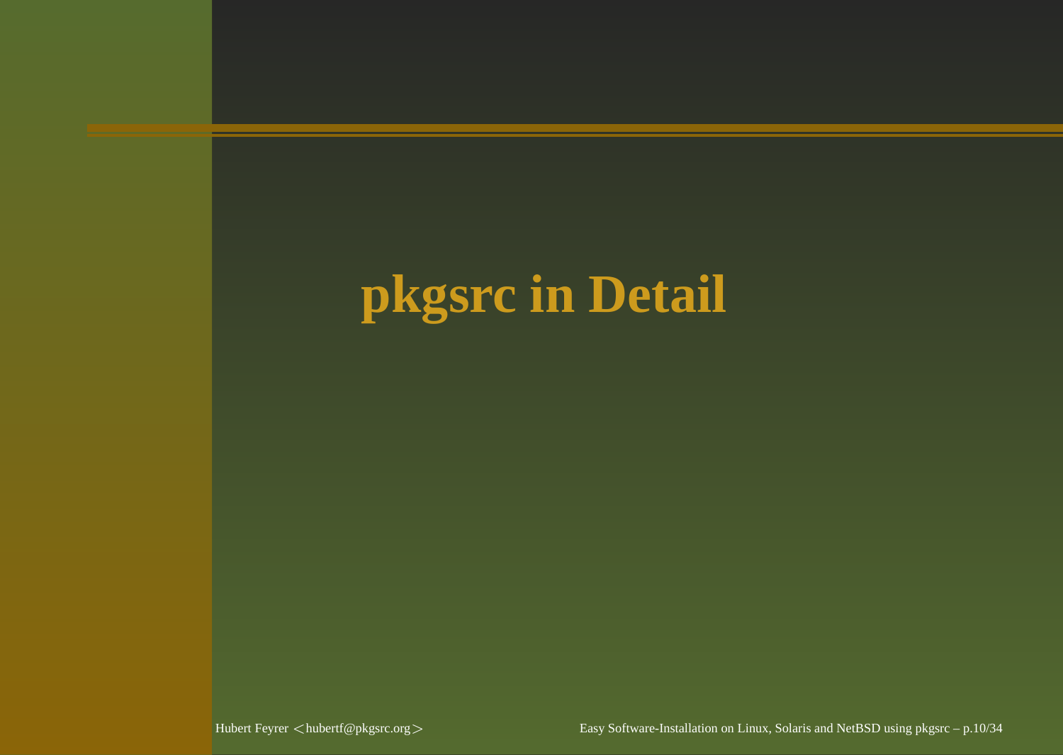# pkgsrc in Detail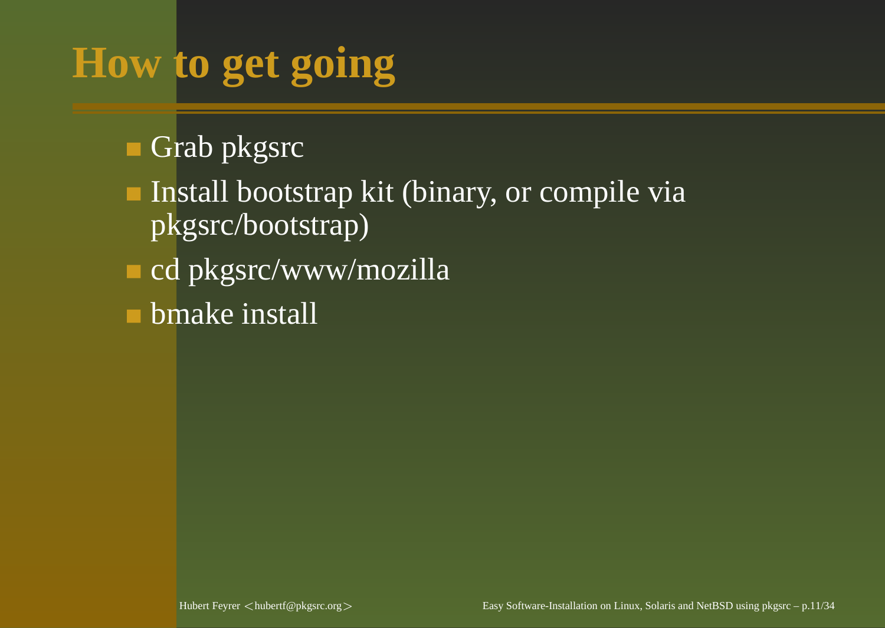# How to get going

- Grab pkgsrc
- Install bootstrap kit (binary, or compile via pkgsrc/bootstrap)
- cd pkgsrc/www/mozilla
- bmake install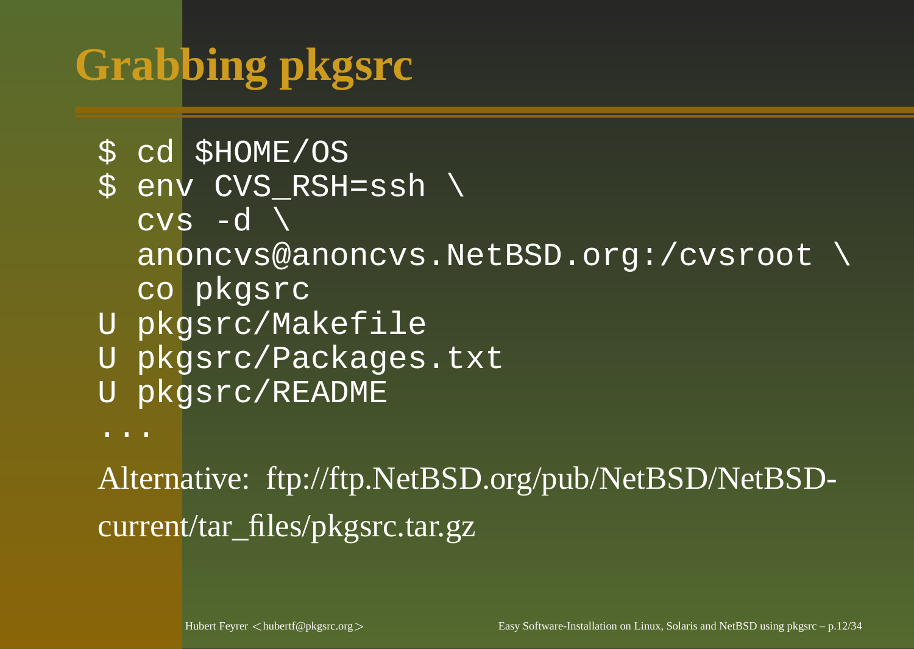# Grabbing pkgsrc

```
$ cd $HOME/OS
$ env CVS_RSH=ssh \
  cvs -d \
  anoncvs@anoncvs.NetBSD.org:/cvsroot \
  co pkgsrc
U pkgsrc/Makefile
U pkgsrc/Packages.txt
U pkgsrc/README
...
```

Alternative: ftp://ftp.NetBSD.org/pub/NetBSD/NetBSD-current/tar_files/pkgsrc.tar.gz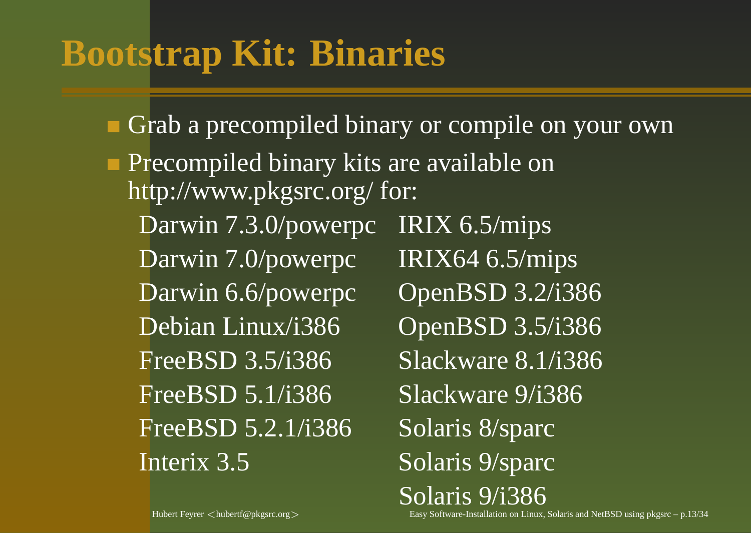# Bootstrap Kit: Binaries

- Grab a precompiled binary or compile on your own
- Precompiled binary kits are available on http://www.pkgsrc.org/ for:

| | |
|---|---|
| Darwin 7.3.0/powerpc | IRIX 6.5/mips |
| Darwin 7.0/powerpc | IRIX64 6.5/mips |
| Darwin 6.6/powerpc | OpenBSD 3.2/i386 |
| Debian Linux/i386 | OpenBSD 3.5/i386 |
| FreeBSD 3.5/i386 | Slackware 8.1/i386 |
| FreeBSD 5.1/i386 | Slackware 9/i386 |
| FreeBSD 5.2.1/i386 | Solaris 8/sparc |
| Interix 3.5 | Solaris 9/sparc |
| | Solaris 9/i386 |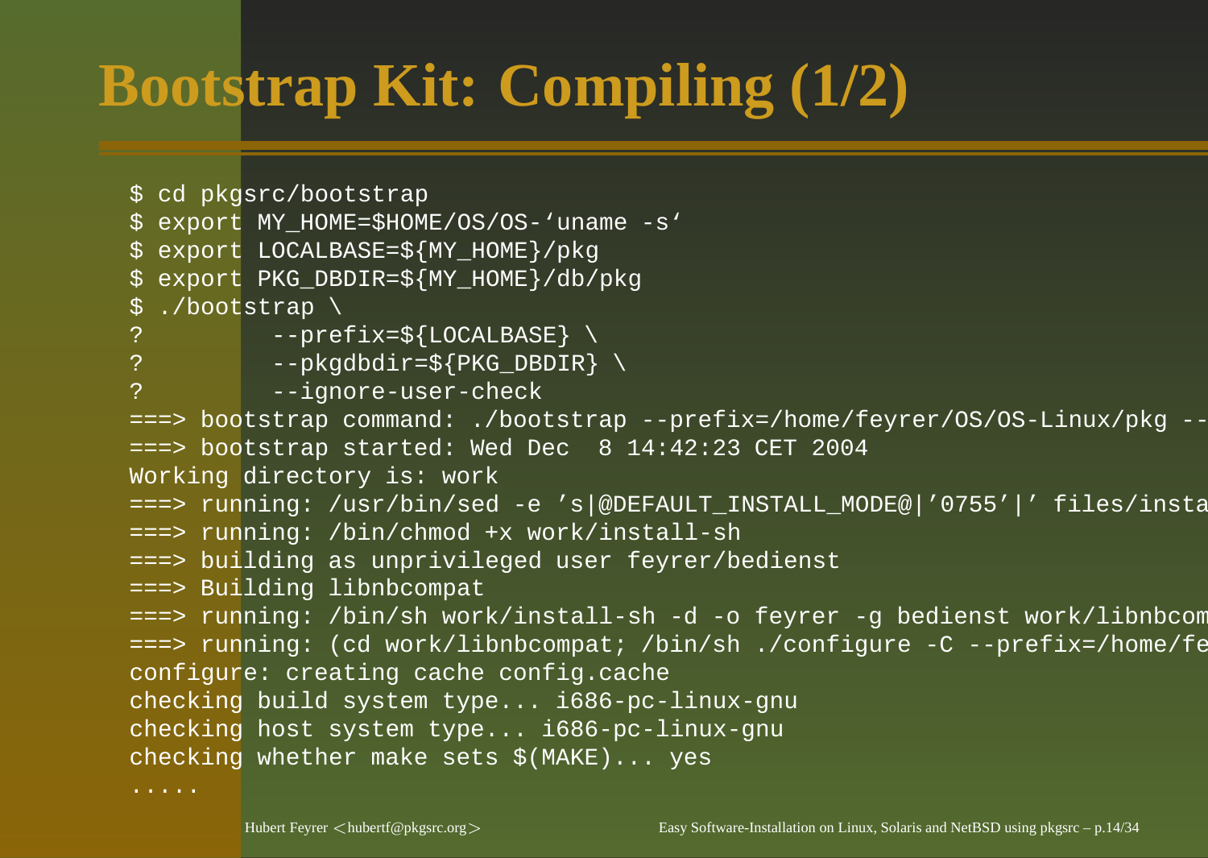# Bootstrap Kit: Compiling (1/2)

```
$ cd pkgsrc/bootstrap
$ export MY_HOME=$HOME/OS/OS-‘uname -s‘
$ export LOCALBASE=${MY_HOME}/pkg
$ export PKG_DBDIR=${MY_HOME}/db/pkg
$ ./bootstrap \
?         --prefix=${LOCALBASE} \
?         --pkgdbdir=${PKG_DBDIR} \
?         --ignore-user-check
===> bootstrap command: ./bootstrap --prefix=/home/feyrer/OS/OS-Linux/pkg --
===> bootstrap started: Wed Dec  8 14:42:23 CET 2004
Working directory is: work
===> running: /usr/bin/sed -e ’s|@DEFAULT_INSTALL_MODE@|’0755’|’ files/insta
===> running: /bin/chmod +x work/install-sh
===> building as unprivileged user feyrer/bedienst
===> Building libnbcompat
===> running: /bin/sh work/install-sh -d -o feyrer -g bedienst work/libnbcom
===> running: (cd work/libnbcompat; /bin/sh ./configure -C --prefix=/home/fe
configure: creating cache config.cache
checking build system type... i686-pc-linux-gnu
checking host system type... i686-pc-linux-gnu
checking whether make sets $(MAKE)... yes
.....
```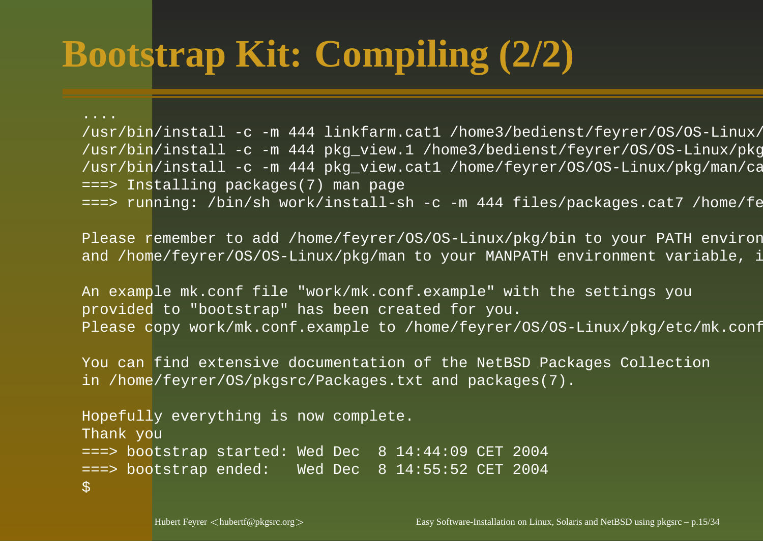# Bootstrap Kit: Compiling (2/2)

```
....
/usr/bin/install -c -m 444 linkfarm.cat1 /home3/bedienst/feyrer/OS/OS-Linux/
/usr/bin/install -c -m 444 pkg_view.1 /home3/bedienst/feyrer/OS/OS-Linux/pkg
/usr/bin/install -c -m 444 pkg_view.cat1 /home/feyrer/OS/OS-Linux/pkg/man/ca
===> Installing packages(7) man page
===> running: /bin/sh work/install-sh -c -m 444 files/packages.cat7 /home/fe

Please remember to add /home/feyrer/OS/OS-Linux/pkg/bin to your PATH environ
and /home/feyrer/OS/OS-Linux/pkg/man to your MANPATH environment variable, i

An example mk.conf file "work/mk.conf.example" with the settings you
provided to "bootstrap" has been created for you.
Please copy work/mk.conf.example to /home/feyrer/OS/OS-Linux/pkg/etc/mk.conf

You can find extensive documentation of the NetBSD Packages Collection
in /home/feyrer/OS/pkgsrc/Packages.txt and packages(7).

Hopefully everything is now complete.
Thank you
===> bootstrap started: Wed Dec  8 14:44:09 CET 2004
===> bootstrap ended:   Wed Dec  8 14:55:52 CET 2004
$
```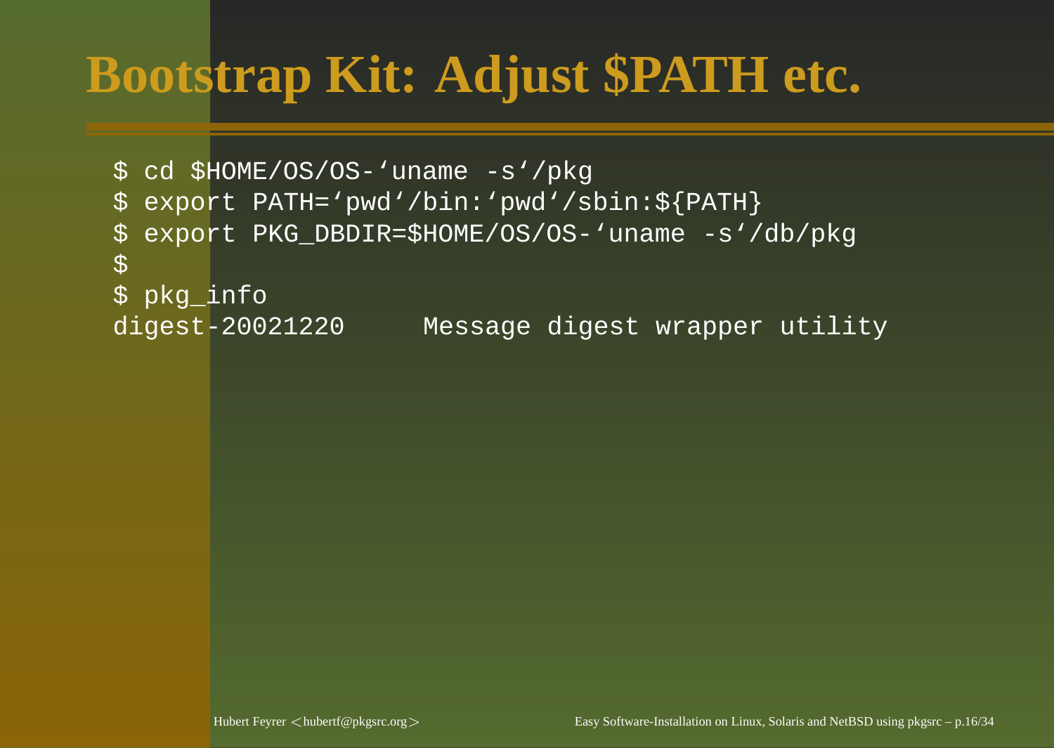# Bootstrap Kit: Adjust $PATH etc.

```
$ cd $HOME/OS/OS-‘uname -s‘/pkg
$ export PATH=‘pwd‘/bin:‘pwd‘/sbin:${PATH}
$ export PKG_DBDIR=$HOME/OS/OS-‘uname -s‘/db/pkg
$
$ pkg_info
digest-20021220     Message digest wrapper utility
```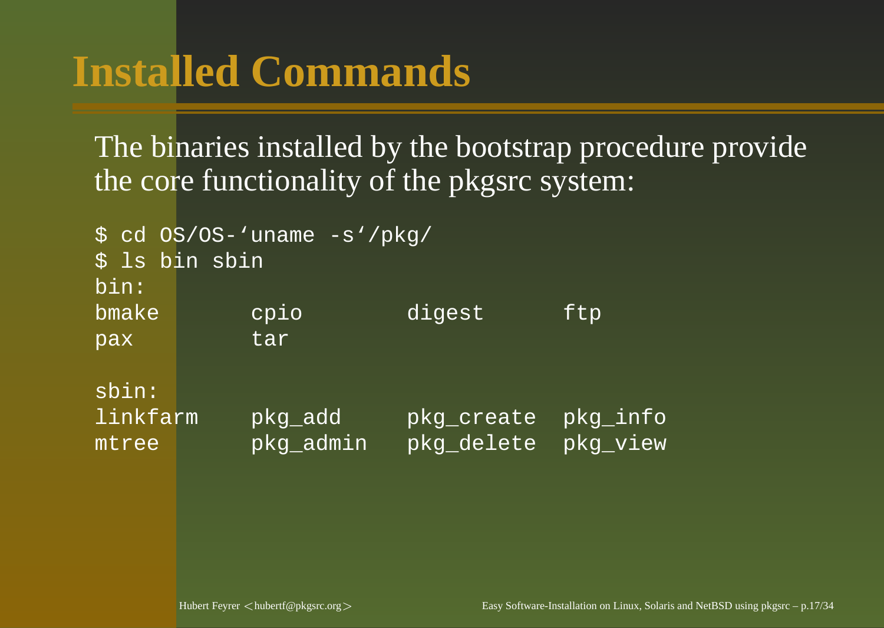# Installed Commands

The binaries installed by the bootstrap procedure provide the core functionality of the pkgsrc system:

```
$ cd OS/OS-'uname -s'/pkg/
$ ls bin sbin
bin:
bmake       cpio        digest      ftp
pax         tar

sbin:
linkfarm    pkg_add     pkg_create  pkg_info
mtree       pkg_admin   pkg_delete  pkg_view
```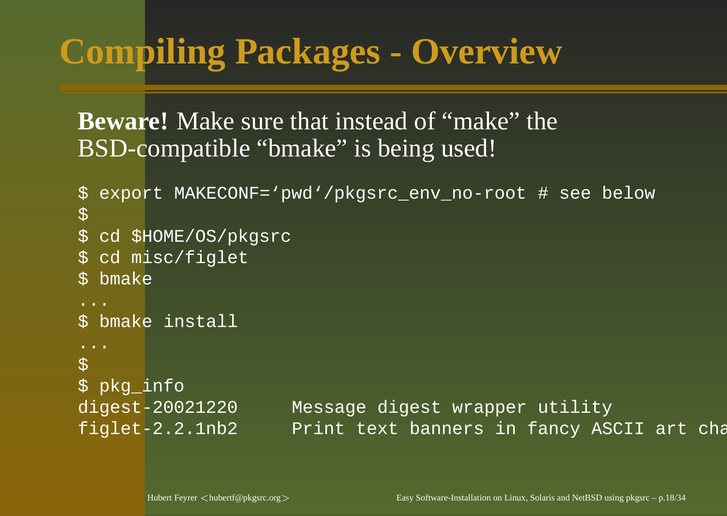# Compiling Packages - Overview

**Beware!** Make sure that instead of “make” the BSD-compatible “bmake” is being used!

```
$ export MAKECONF=‘pwd‘/pkgsrc_env_no-root # see below
$
$ cd $HOME/OS/pkgsrc
$ cd misc/figlet
$ bmake
...
$ bmake install
...
$
$ pkg_info
digest-20021220     Message digest wrapper utility
figlet-2.2.1nb2     Print text banners in fancy ASCII art cha
```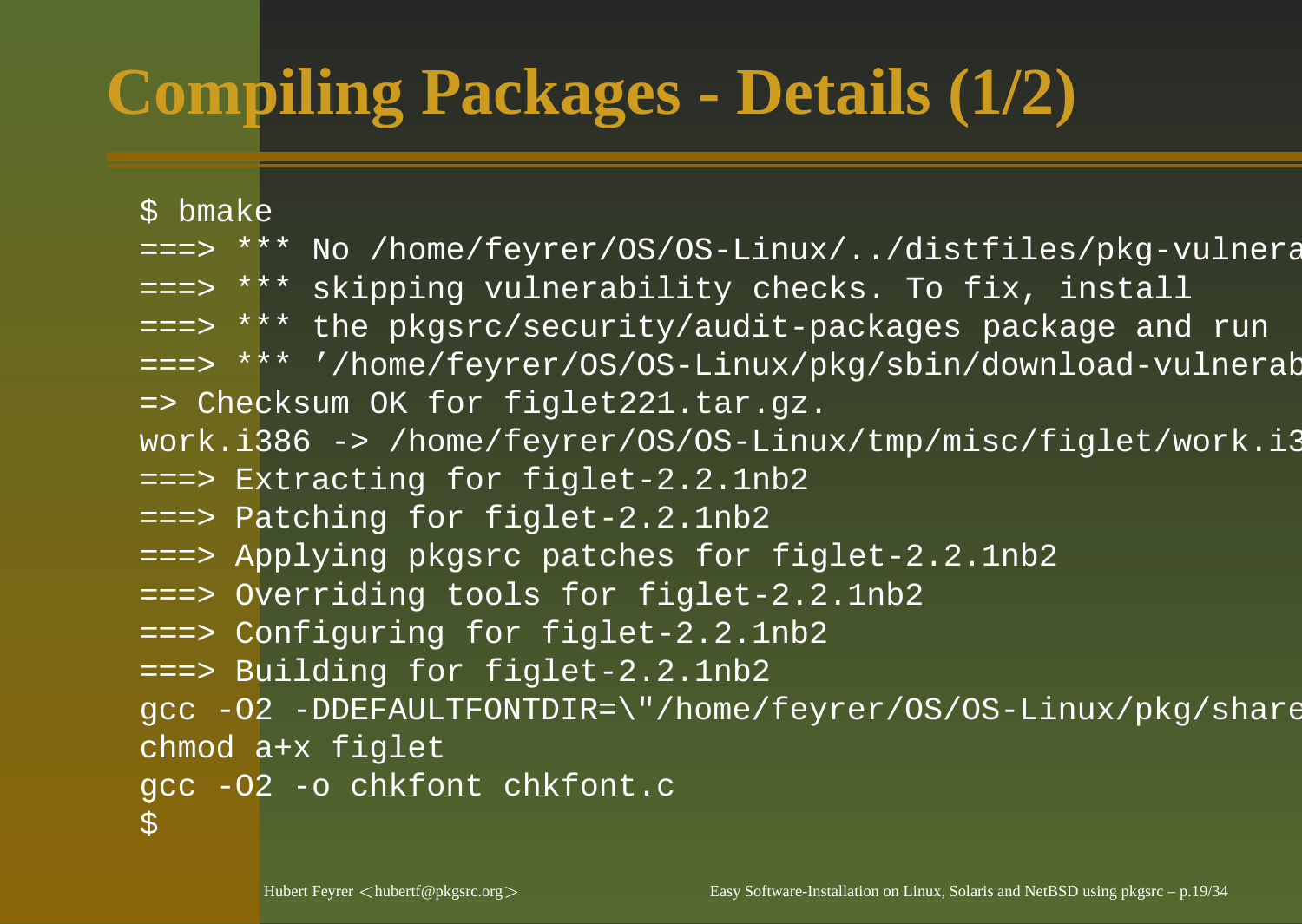# Compiling Packages - Details (1/2)

```
$ bmake
===> *** No /home/feyrer/OS/OS-Linux/../distfiles/pkg-vulnera
===> *** skipping vulnerability checks. To fix, install
===> *** the pkgsrc/security/audit-packages package and run
===> *** '/home/feyrer/OS/OS-Linux/pkg/sbin/download-vulnerab
=> Checksum OK for figlet221.tar.gz.
work.i386 -> /home/feyrer/OS/OS-Linux/tmp/misc/figlet/work.i3
===> Extracting for figlet-2.2.1nb2
===> Patching for figlet-2.2.1nb2
===> Applying pkgsrc patches for figlet-2.2.1nb2
===> Overriding tools for figlet-2.2.1nb2
===> Configuring for figlet-2.2.1nb2
===> Building for figlet-2.2.1nb2
gcc -O2 -DDEFAULTFONTDIR=\"/home/feyrer/OS/OS-Linux/pkg/share
chmod a+x figlet
gcc -O2 -o chkfont chkfont.c
$
```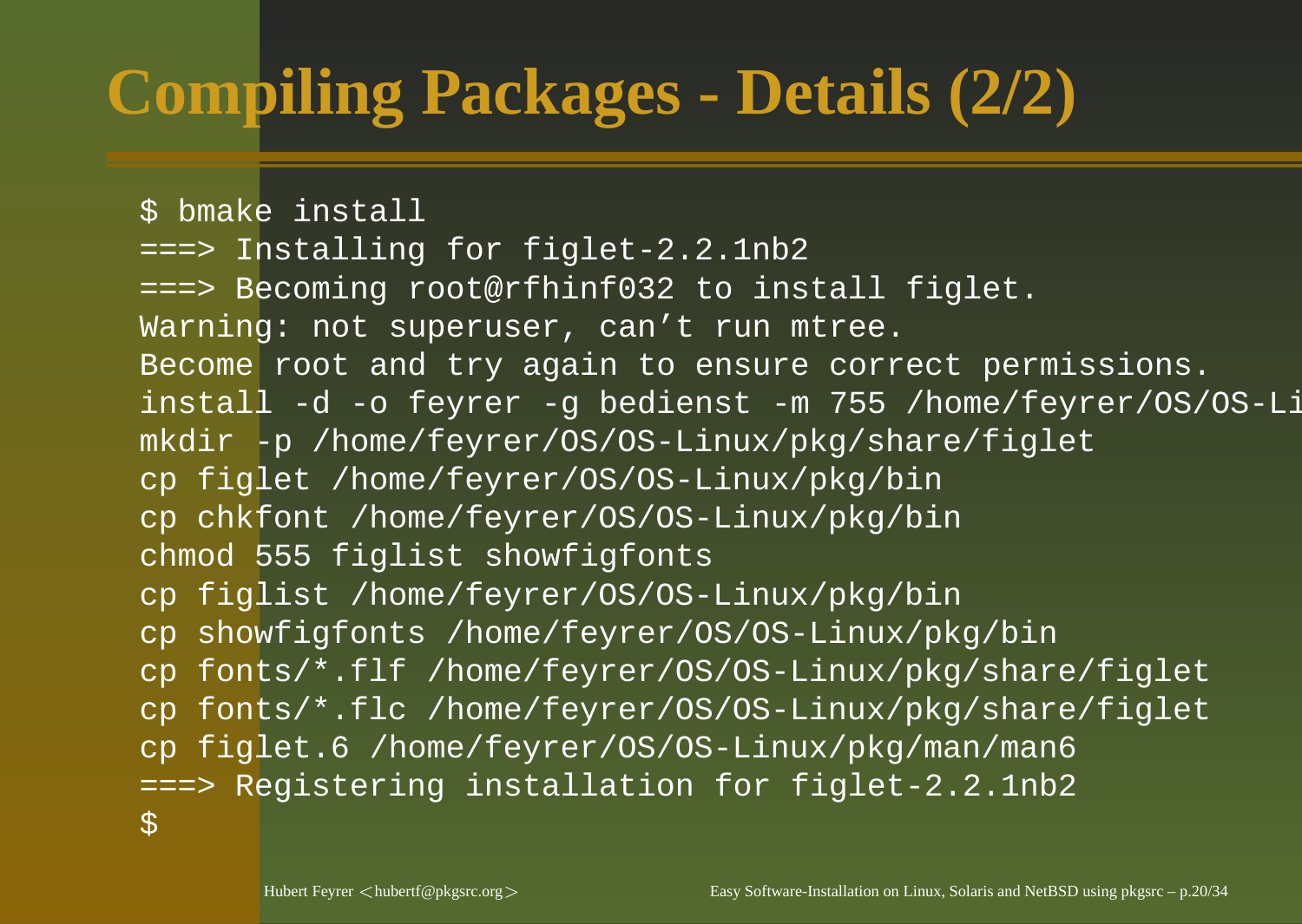# Compiling Packages - Details (2/2)

```
$ bmake install
===> Installing for figlet-2.2.1nb2
===> Becoming root@rfhinf032 to install figlet.
Warning: not superuser, can't run mtree.
Become root and try again to ensure correct permissions.
install -d -o feyrer -g bedienst -m 755 /home/feyrer/OS/OS-Li
mkdir -p /home/feyrer/OS/OS-Linux/pkg/share/figlet
cp figlet /home/feyrer/OS/OS-Linux/pkg/bin
cp chkfont /home/feyrer/OS/OS-Linux/pkg/bin
chmod 555 figlist showfigfonts
cp figlist /home/feyrer/OS/OS-Linux/pkg/bin
cp showfigfonts /home/feyrer/OS/OS-Linux/pkg/bin
cp fonts/*.flf /home/feyrer/OS/OS-Linux/pkg/share/figlet
cp fonts/*.flc /home/feyrer/OS/OS-Linux/pkg/share/figlet
cp figlet.6 /home/feyrer/OS/OS-Linux/pkg/man/man6
===> Registering installation for figlet-2.2.1nb2
$
```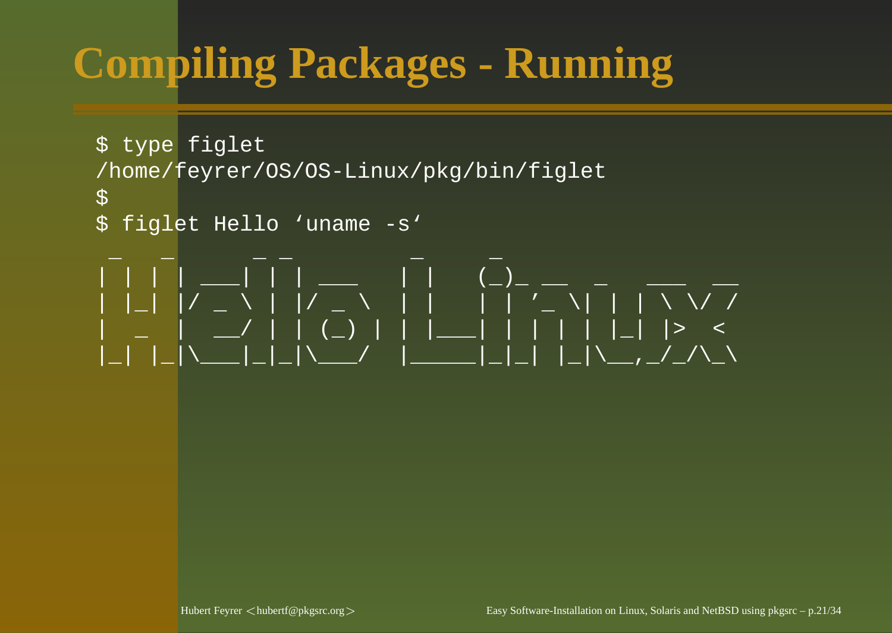# Compiling Packages - Running

```
$ type figlet
/home/feyrer/OS/OS-Linux/pkg/bin/figlet
$
$ figlet Hello ‘uname -s‘
 _   _      _ _         _     _
| | | | ___| | | ___   | |   (_)_ __  _   ___  __
| |_| |/ _ \ | |/ _ \  | |   | | '_ \| | | \ \/ /
|  _  |  __/ | | (_) | | |___| | | | | |_| |>  <
|_| |_|\___|_|_|\___/  |_____|_|_| |_|\__,_/_/\_\
```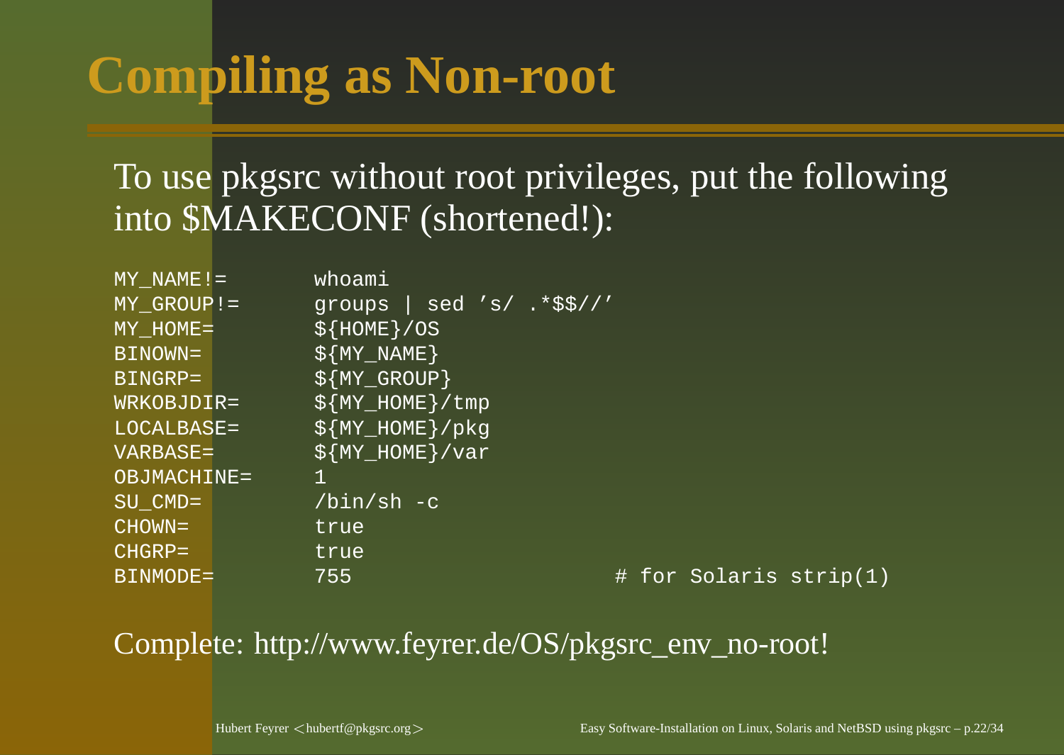# Compiling as Non-root

To use pkgsrc without root privileges, put the following into $MAKECONF (shortened!):

```
MY_NAME!=       whoami
MY_GROUP!=      groups | sed 's/ .*$$//'
MY_HOME=        ${HOME}/OS
BINOWN=         ${MY_NAME}
BINGRP=         ${MY_GROUP}
WRKOBJDIR=      ${MY_HOME}/tmp
LOCALBASE=      ${MY_HOME}/pkg
VARBASE=        ${MY_HOME}/var
OBJMACHINE=     1
SU_CMD=         /bin/sh -c
CHOWN=          true
CHGRP=          true
BINMODE=        755                     # for Solaris strip(1)
```

Complete: http://www.feyrer.de/OS/pkgsrc_env_no-root!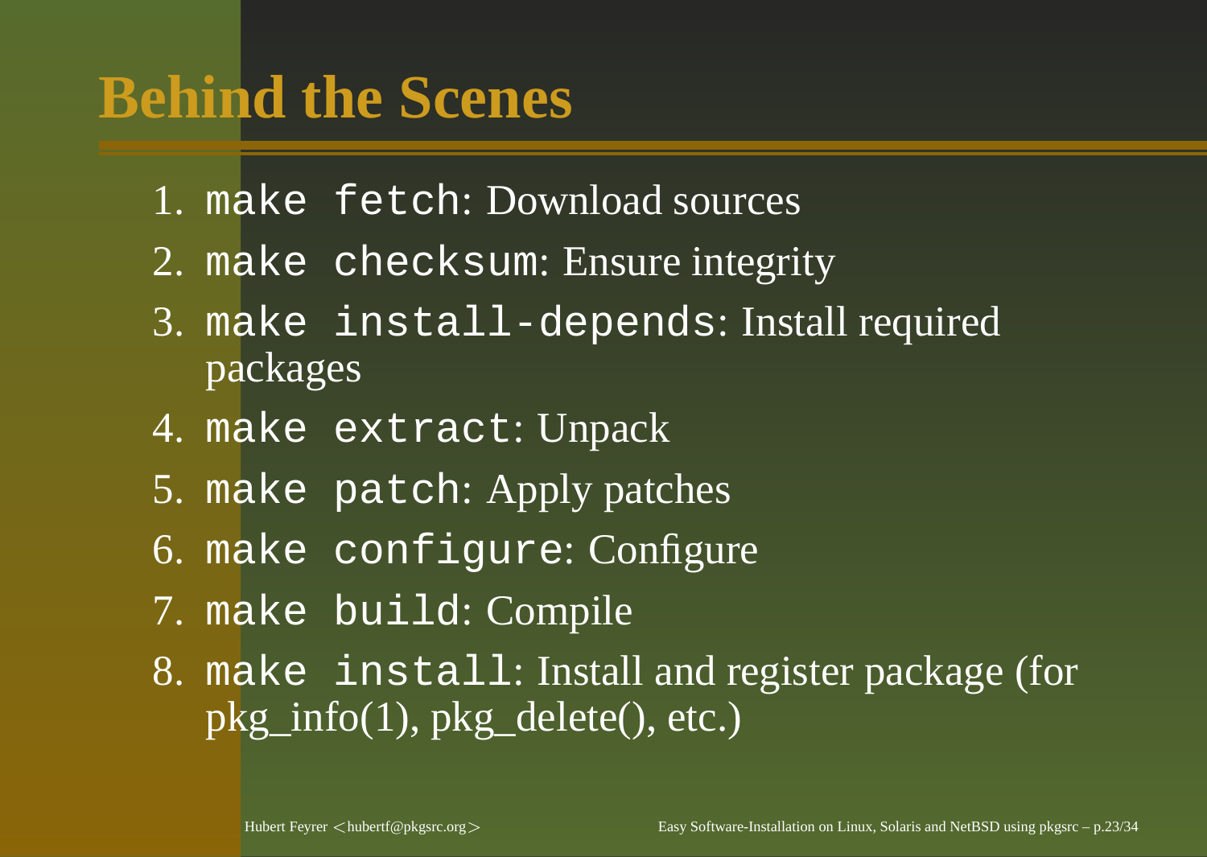# Behind the Scenes

1. `make fetch`: Download sources
2. `make checksum`: Ensure integrity
3. `make install-depends`: Install required packages
4. `make extract`: Unpack
5. `make patch`: Apply patches
6. `make configure`: Configure
7. `make build`: Compile
8. `make install`: Install and register package (for pkg_info(1), pkg_delete(), etc.)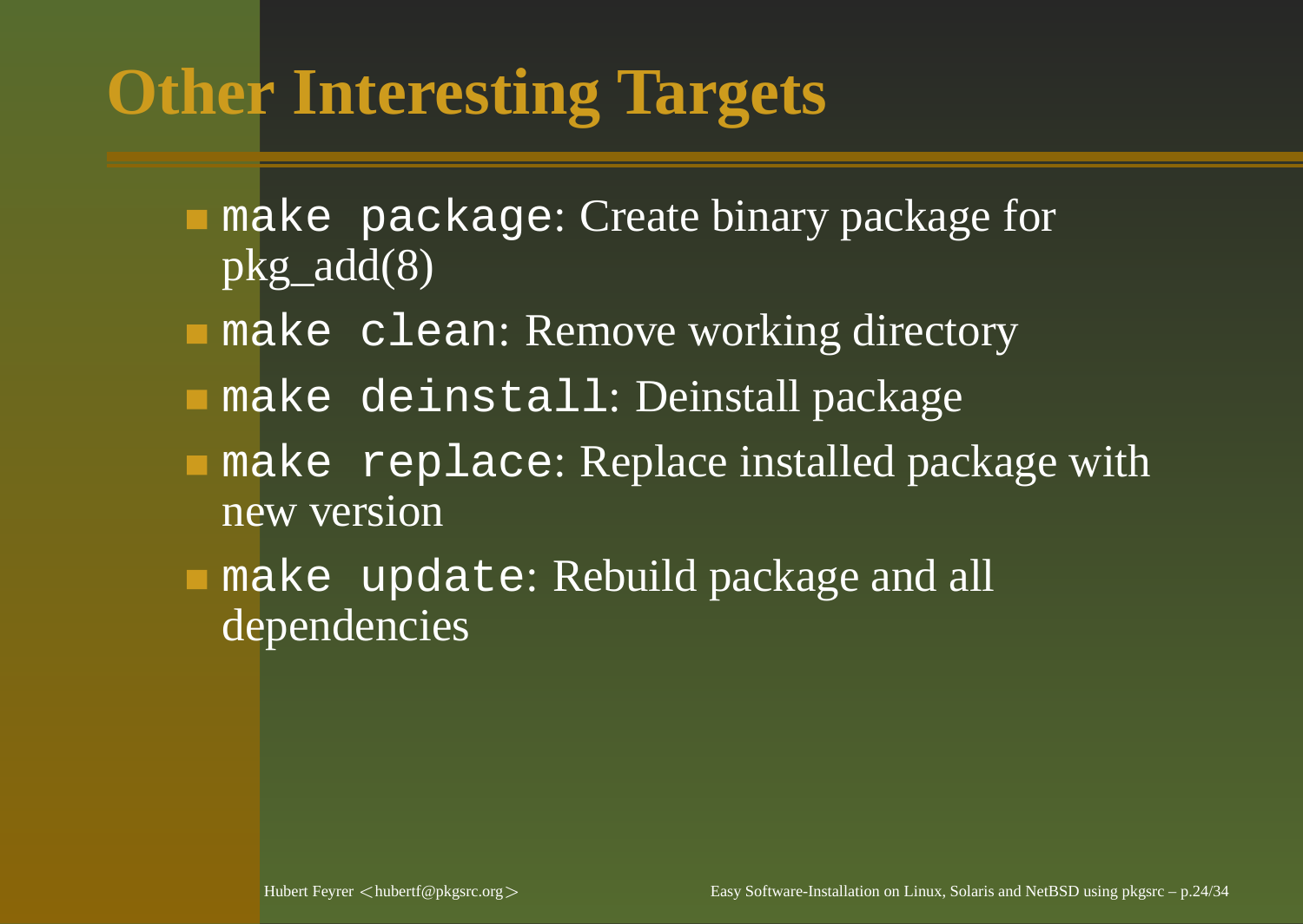# Other Interesting Targets

- `make package`: Create binary package for pkg_add(8)
- `make clean`: Remove working directory
- `make deinstall`: Deinstall package
- `make replace`: Replace installed package with new version
- `make update`: Rebuild package and all dependencies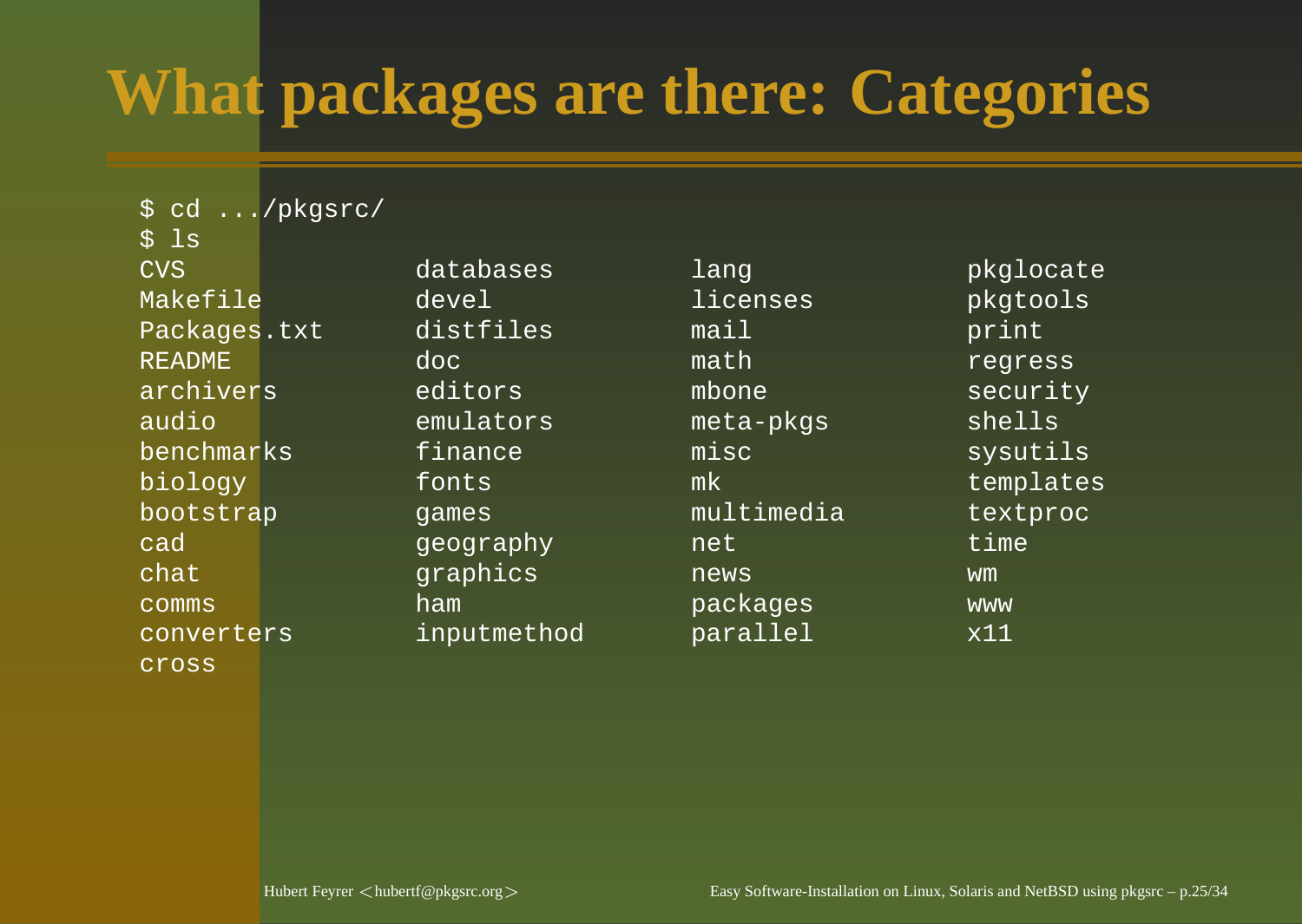# What packages are there: Categories

```
$ cd .../pkgsrc/
$ ls
CVS             databases       lang            pkglocate
Makefile        devel           licenses        pkgtools
Packages.txt    distfiles       mail            print
README          doc             math            regress
archivers       editors         mbone           security
audio           emulators       meta-pkgs       shells
benchmarks      finance         misc            sysutils
biology         fonts           mk              templates
bootstrap       games           multimedia      textproc
cad             geography       net             time
chat            graphics        news            wm
comms           ham             packages        www
converters      inputmethod     parallel        x11
cross
```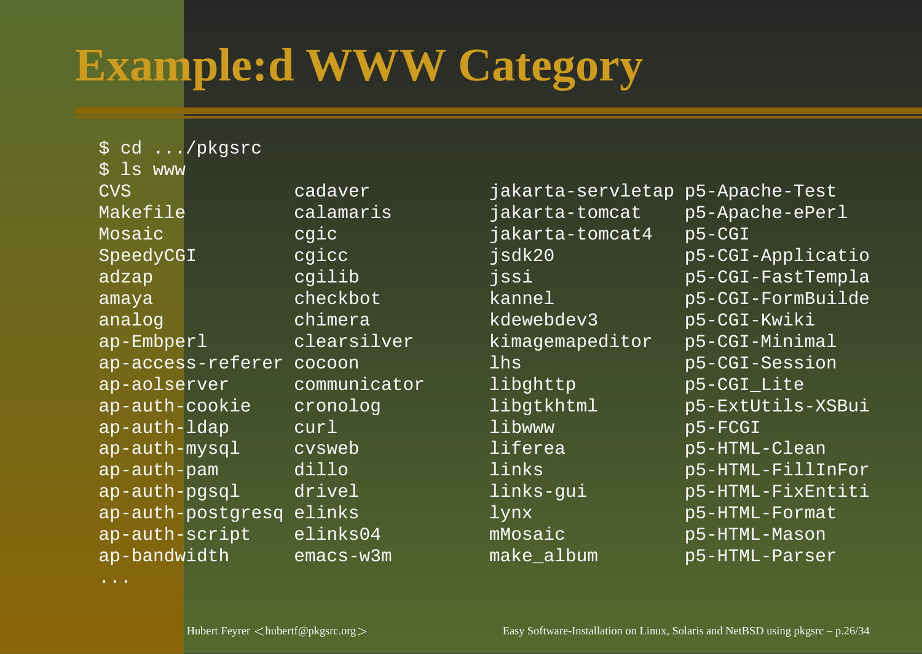# Example:d WWW Category

```
$ cd .../pkgsrc
$ ls www
CVS                 cadaver             jakarta-servletap p5-Apache-Test
Makefile            calamaris           jakarta-tomcat    p5-Apache-ePerl
Mosaic              cgic                jakarta-tomcat4   p5-CGI
SpeedyCGI           cgicc               jsdk20            p5-CGI-Applicatio
adzap               cgilib              jssi              p5-CGI-FastTempla
amaya               checkbot            kannel            p5-CGI-FormBuilde
analog              chimera             kdewebdev3        p5-CGI-Kwiki
ap-Embperl          clearsilver         kimagemapeditor   p5-CGI-Minimal
ap-access-referer cocoon              lhs               p5-CGI-Session
ap-aolserver        communicator        libghttp          p5-CGI_Lite
ap-auth-cookie      cronolog            libgtkhtml        p5-ExtUtils-XSBui
ap-auth-ldap        curl                libwww            p5-FCGI
ap-auth-mysql       cvsweb              liferea           p5-HTML-Clean
ap-auth-pam         dillo               links             p5-HTML-FillInFor
ap-auth-pgsql       drivel              links-gui         p5-HTML-FixEntiti
ap-auth-postgresq elinks              lynx              p5-HTML-Format
ap-auth-script      elinks04            mMosaic           p5-HTML-Mason
ap-bandwidth        emacs-w3m           make_album        p5-HTML-Parser
...
```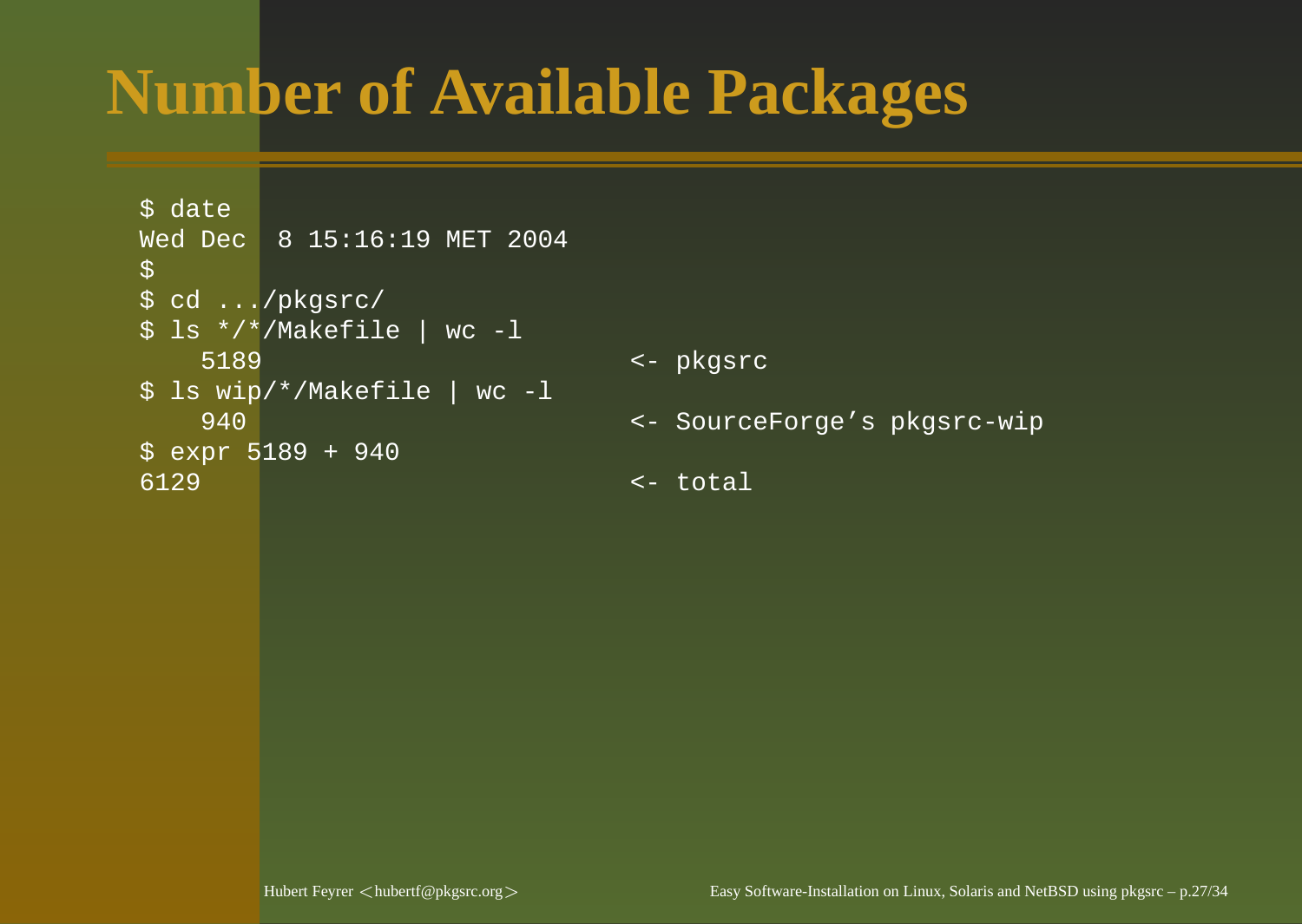# Number of Available Packages

```
$ date
Wed Dec  8 15:16:19 MET 2004
$
$ cd .../pkgsrc/
$ ls */*/Makefile | wc -l
    5189                        <- pkgsrc
$ ls wip/*/Makefile | wc -l
    940                         <- SourceForge's pkgsrc-wip
$ expr 5189 + 940
6129                            <- total
```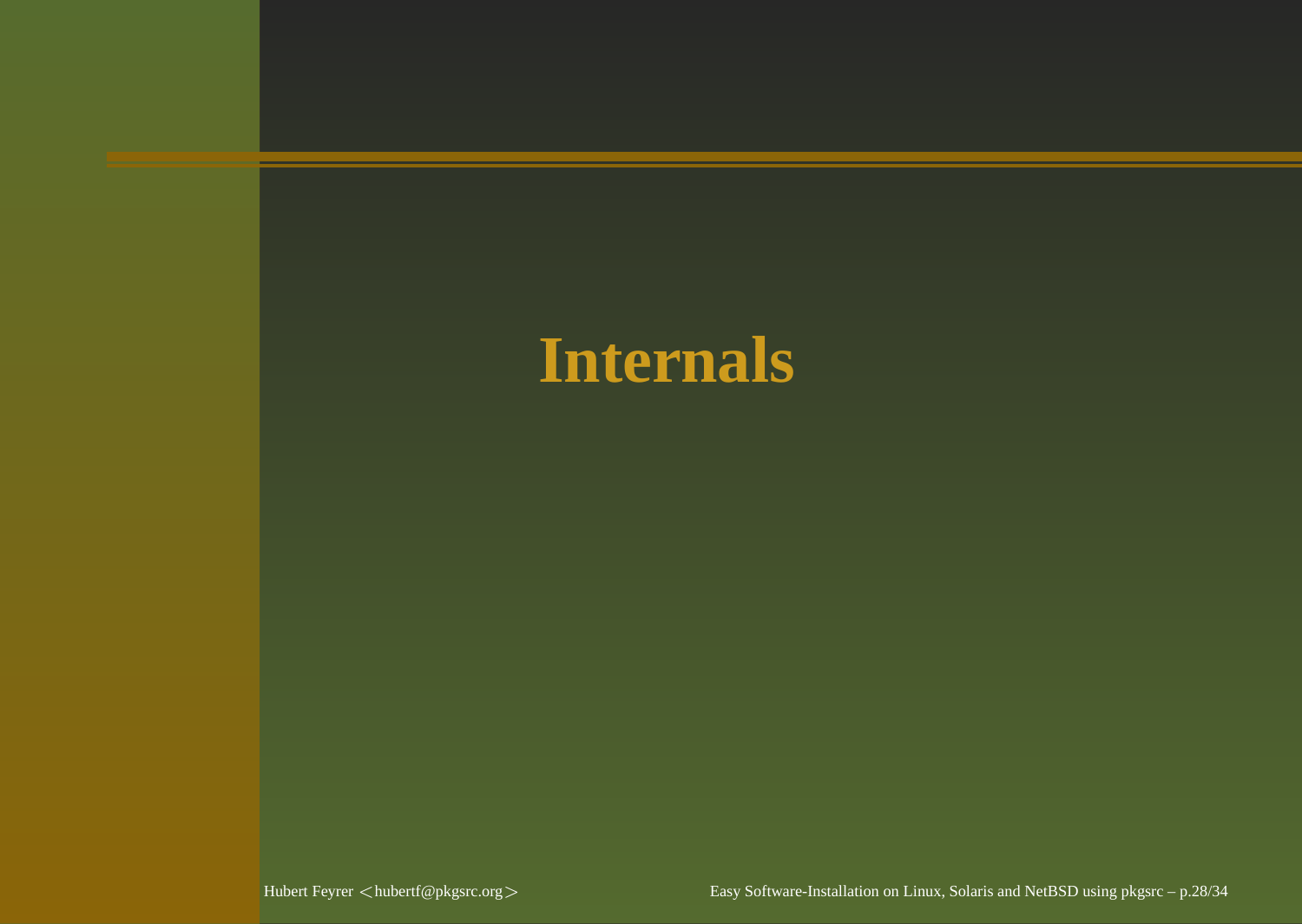# Internals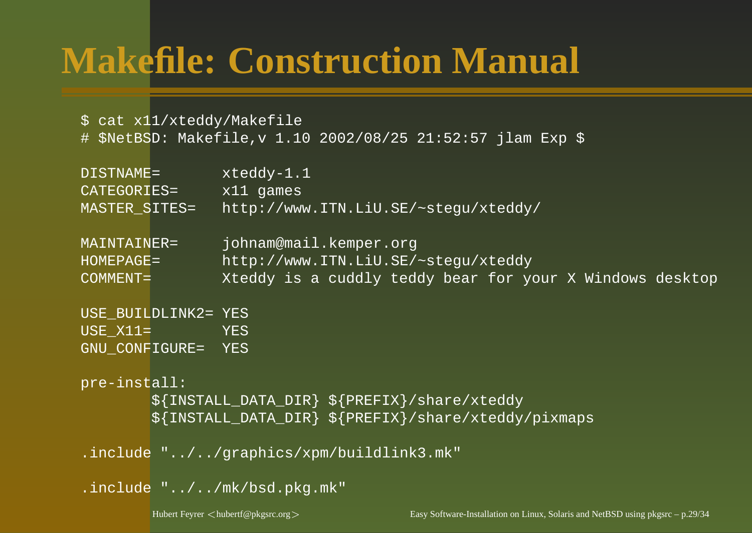# Makefile: Construction Manual

```
$ cat x11/xteddy/Makefile
# $NetBSD: Makefile,v 1.10 2002/08/25 21:52:57 jlam Exp $

DISTNAME=       xteddy-1.1
CATEGORIES=     x11 games
MASTER_SITES=   http://www.ITN.LiU.SE/~stegu/xteddy/

MAINTAINER=     johnam@mail.kemper.org
HOMEPAGE=       http://www.ITN.LiU.SE/~stegu/xteddy
COMMENT=        Xteddy is a cuddly teddy bear for your X Windows desktop

USE_BUILDLINK2= YES
USE_X11=        YES
GNU_CONFIGURE=  YES

pre-install:
        ${INSTALL_DATA_DIR} ${PREFIX}/share/xteddy
        ${INSTALL_DATA_DIR} ${PREFIX}/share/xteddy/pixmaps

.include "../../graphics/xpm/buildlink3.mk"

.include "../../mk/bsd.pkg.mk"
```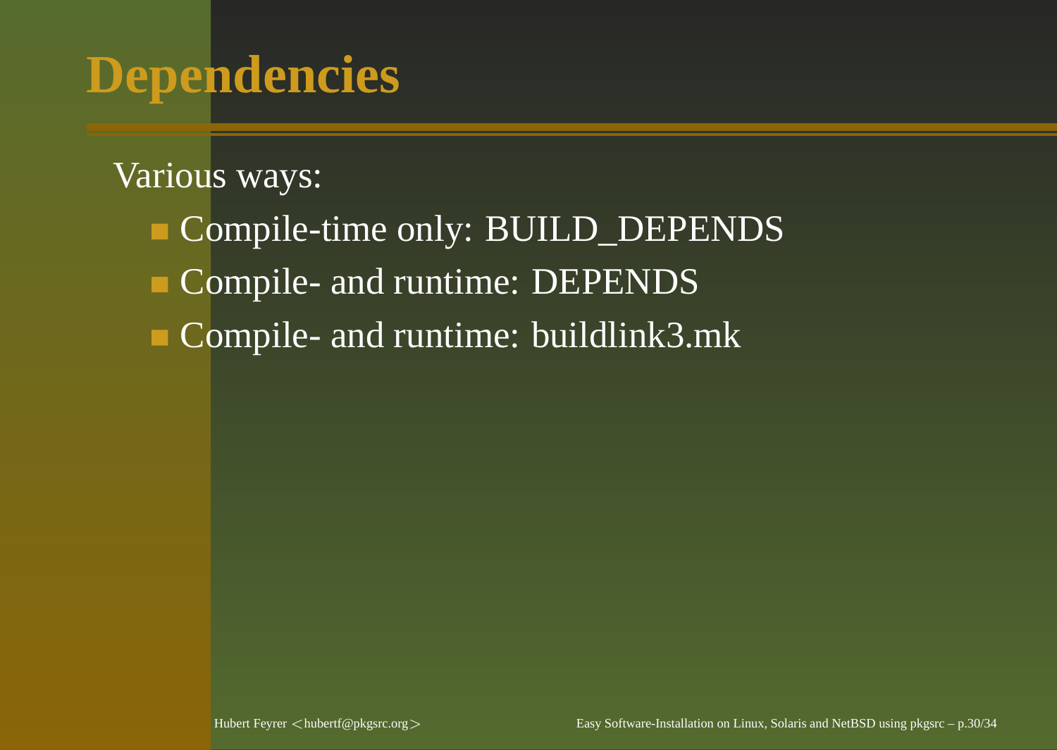# Dependencies

Various ways:

- Compile-time only: BUILD_DEPENDS
- Compile- and runtime: DEPENDS
- Compile- and runtime: buildlink3.mk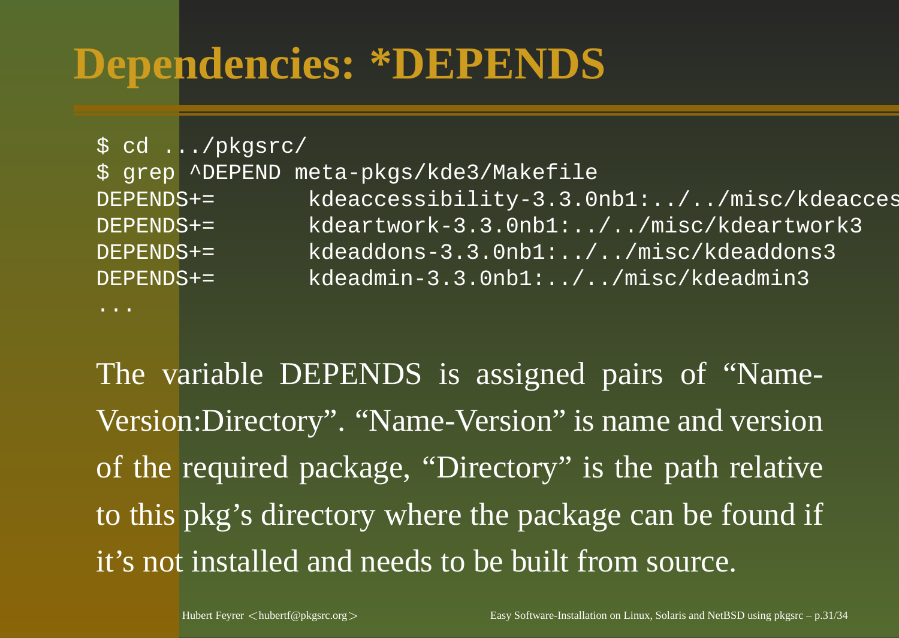# Dependencies: *DEPENDS

```
$ cd .../pkgsrc/
$ grep ^DEPEND meta-pkgs/kde3/Makefile
DEPENDS+=       kdeaccessibility-3.3.0nb1:../../misc/kdeacces
DEPENDS+=       kdeartwork-3.3.0nb1:../../misc/kdeartwork3
DEPENDS+=       kdeaddons-3.3.0nb1:../../misc/kdeaddons3
DEPENDS+=       kdeadmin-3.3.0nb1:../../misc/kdeadmin3
...
```

The variable DEPENDS is assigned pairs of “Name-Version:Directory”. “Name-Version” is name and version of the required package, “Directory” is the path relative to this pkg’s directory where the package can be found if it’s not installed and needs to be built from source.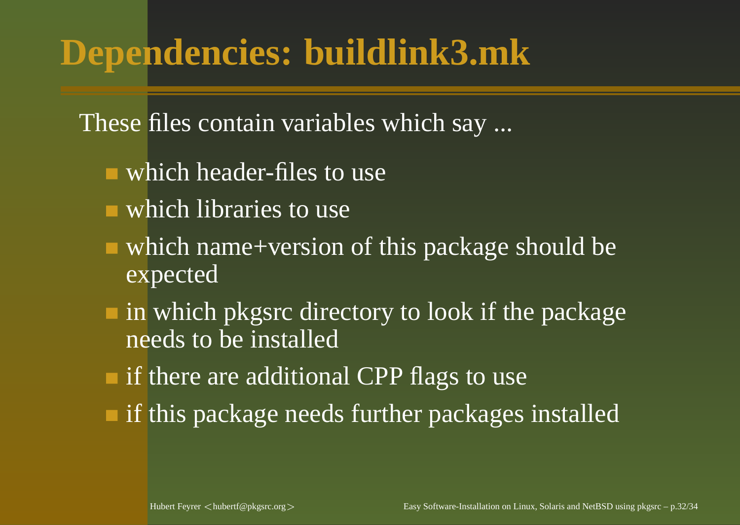# Dependencies: buildlink3.mk

These files contain variables which say ...

- which header-files to use
- which libraries to use
- which name+version of this package should be expected
- in which pkgsrc directory to look if the package needs to be installed
- if there are additional CPP flags to use
- if this package needs further packages installed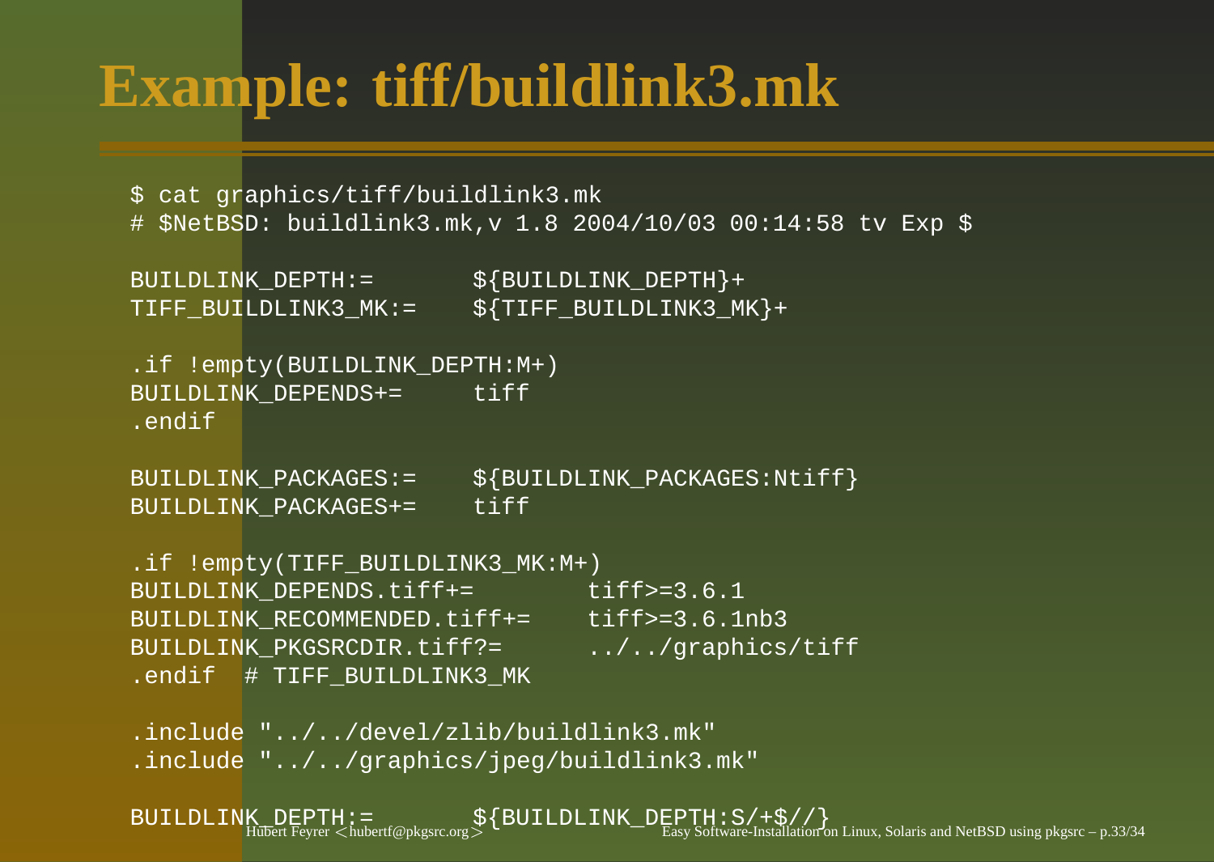# Example: tiff/buildlink3.mk

```
$ cat graphics/tiff/buildlink3.mk
# $NetBSD: buildlink3.mk,v 1.8 2004/10/03 00:14:58 tv Exp $

BUILDLINK_DEPTH:=       ${BUILDLINK_DEPTH}+
TIFF_BUILDLINK3_MK:=    ${TIFF_BUILDLINK3_MK}+

.if !empty(BUILDLINK_DEPTH:M+)
BUILDLINK_DEPENDS+=     tiff
.endif

BUILDLINK_PACKAGES:=    ${BUILDLINK_PACKAGES:Ntiff}
BUILDLINK_PACKAGES+=    tiff

.if !empty(TIFF_BUILDLINK3_MK:M+)
BUILDLINK_DEPENDS.tiff+=        tiff>=3.6.1
BUILDLINK_RECOMMENDED.tiff+=    tiff>=3.6.1nb3
BUILDLINK_PKGSRCDIR.tiff?=      ../../graphics/tiff
.endif  # TIFF_BUILDLINK3_MK

.include "../../devel/zlib/buildlink3.mk"
.include "../../graphics/jpeg/buildlink3.mk"

BUILDLINK_DEPTH:=       ${BUILDLINK_DEPTH:S/+$//}
```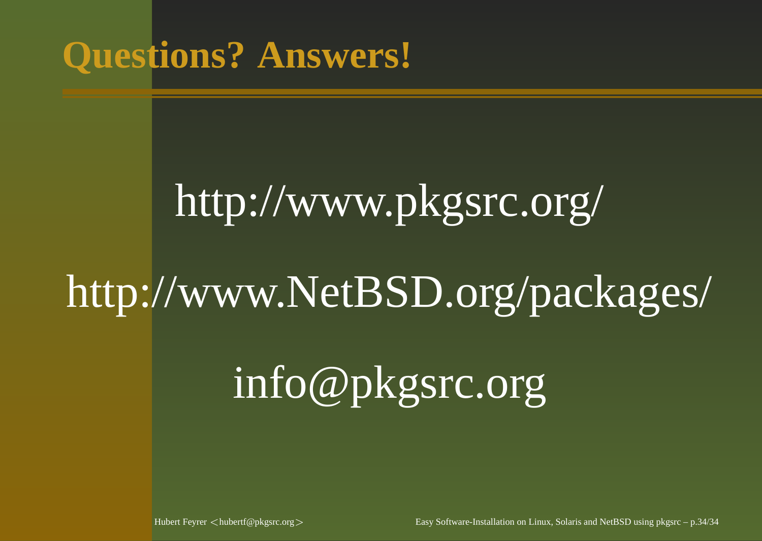# Questions? Answers!

http://www.pkgsrc.org/

http://www.NetBSD.org/packages/

info@pkgsrc.org